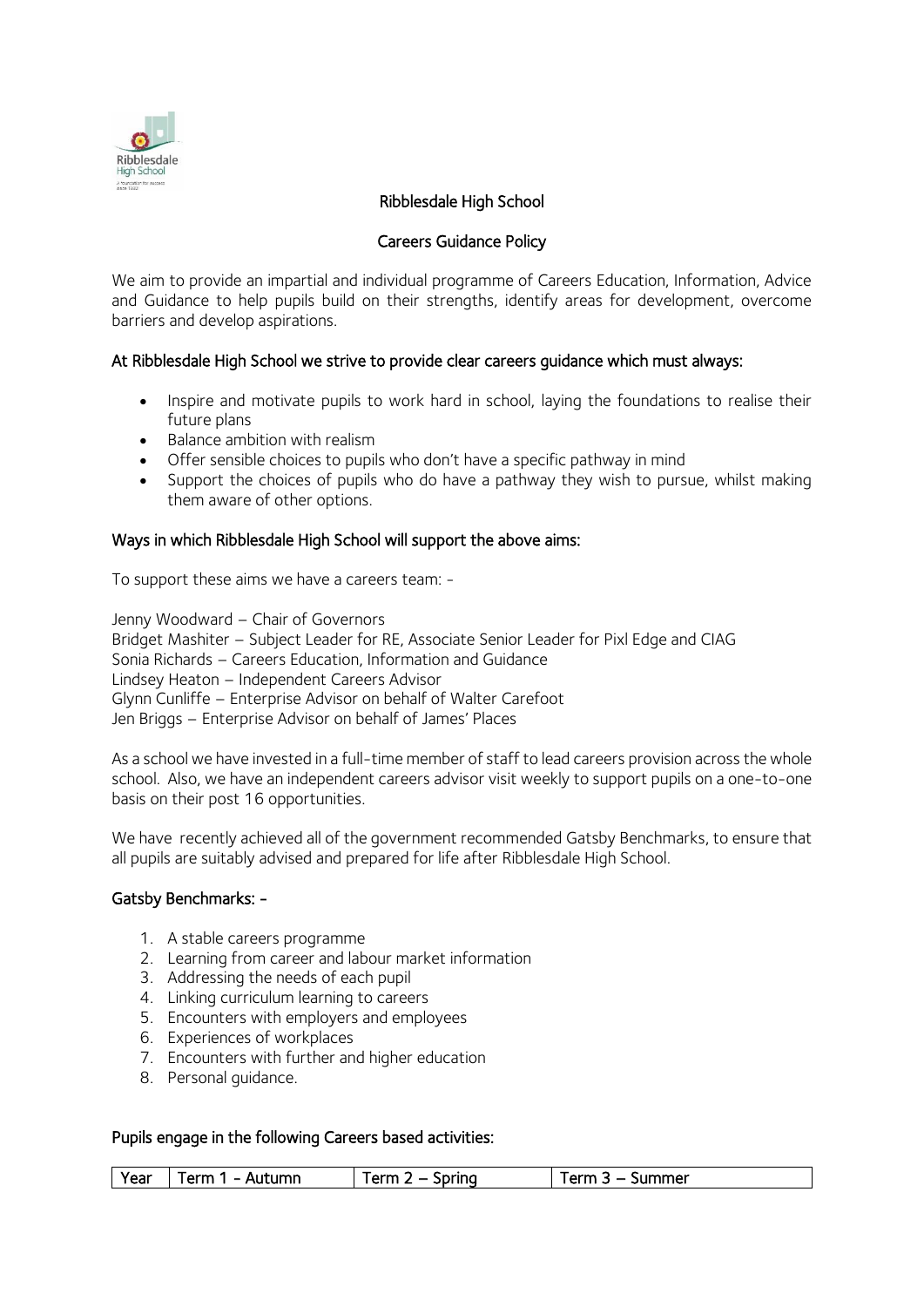# Ribblesdale High School

## Careers Guidance Policy

We aim to provide an impartial and individual programme of Careers Education, Information, Advice and Guidance to help pupils build on their strengths, identify areas for development, overcome barriers and develop aspirations.

### At Ribblesdale High School we strive to provide clear careers guidance which must always:

- Inspire and motivate pupils to work hard in school, laying the foundations to realise their future plans
- Balance ambition with realism
- Offer sensible choices to pupils who don't have a specific pathway in mind
- Support the choices of pupils who do have a pathway they wish to pursue, whilst making them aware of other options.

### Ways in which Ribblesdale High School will support the above aims:

To support these aims we have a careers team: -

Jenny Woodward – Chair of Governors
Bridget Mashiter – Subject Leader for RE, Associate Senior Leader for Pixl Edge and CIAG
Sonia Richards – Careers Education, Information and Guidance
Lindsey Heaton – Independent Careers Advisor
Glynn Cunliffe – Enterprise Advisor on behalf of Walter Carefoot
Jen Briggs – Enterprise Advisor on behalf of James' Places

As a school we have invested in a full-time member of staff to lead careers provision across the whole school. Also, we have an independent careers advisor visit weekly to support pupils on a one-to-one basis on their post 16 opportunities.

We have recently achieved all of the government recommended Gatsby Benchmarks, to ensure that all pupils are suitably advised and prepared for life after Ribblesdale High School.

### Gatsby Benchmarks: -

1. A stable careers programme
2. Learning from career and labour market information
3. Addressing the needs of each pupil
4. Linking curriculum learning to careers
5. Encounters with employers and employees
6. Experiences of workplaces
7. Encounters with further and higher education
8. Personal guidance.

### Pupils engage in the following Careers based activities:

| Year | Term 1 - Autumn | Term 2 – Spring | Term 3 – Summer |
|---|---|---|---|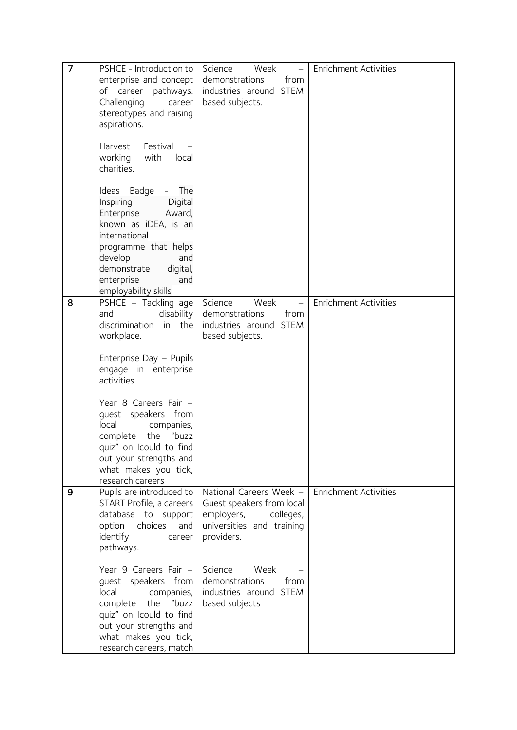| 7 | PSHCE - Introduction to enterprise and concept of career pathways. Challenging career stereotypes and raising aspirations.<br><br>Harvest Festival – working with local charities.<br><br>Ideas Badge - The Inspiring Digital Enterprise Award, known as iDEA, is an international programme that helps develop and demonstrate digital, enterprise and employability skills | Science Week – demonstrations from industries around STEM based subjects. | Enrichment Activities |
|---|---|---|---|
| 8 | PSHCE – Tackling age and disability discrimination in the workplace.<br><br>Enterprise Day – Pupils engage in enterprise activities.<br><br>Year 8 Careers Fair – guest speakers from local companies, complete the "buzz quiz" on Icould to find out your strengths and what makes you tick, research careers | Science Week – demonstrations from industries around STEM based subjects. | Enrichment Activities |
| 9 | Pupils are introduced to START Profile, a careers database to support option choices and identify career pathways.<br><br>Year 9 Careers Fair – guest speakers from local companies, complete the "buzz quiz" on Icould to find out your strengths and what makes you tick, research careers, match | National Careers Week – Guest speakers from local employers, colleges, universities and training providers.<br><br>Science Week – demonstrations from industries around STEM based subjects | Enrichment Activities |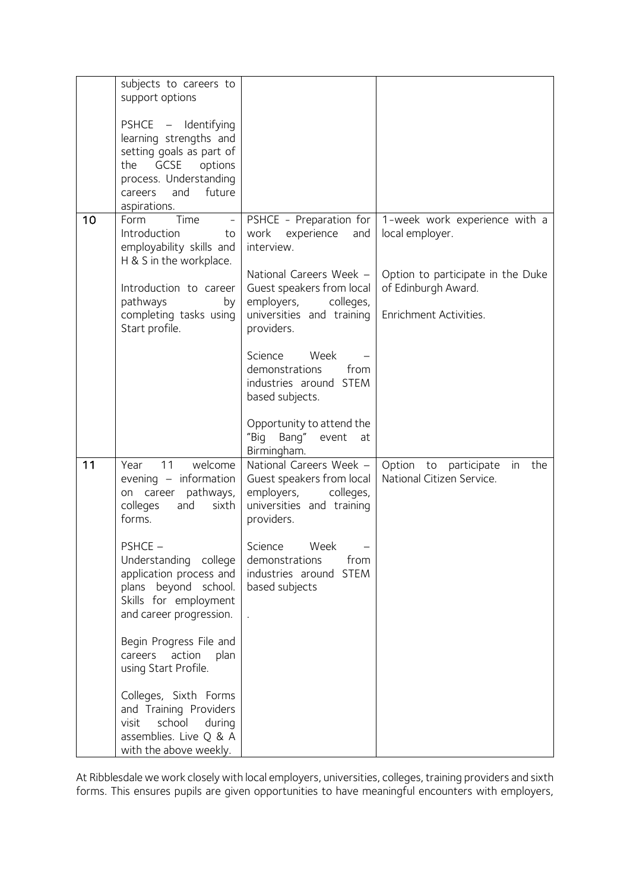| | | | |
|---|---|---|---|
| | subjects to careers to support options<br><br>PSHCE – Identifying learning strengths and setting goals as part of the GCSE options process. Understanding careers and future aspirations. | | |
| 10 | Form Time – Introduction to employability skills and H & S in the workplace.<br><br>Introduction to career pathways by completing tasks using Start profile. | PSHCE - Preparation for work experience and interview.<br><br>National Careers Week – Guest speakers from local employers, colleges, universities and training providers.<br><br>Science Week – demonstrations from industries around STEM based subjects.<br><br>Opportunity to attend the "Big Bang" event at Birmingham. | 1-week work experience with a local employer.<br><br>Option to participate in the Duke of Edinburgh Award.<br><br>Enrichment Activities. |
| 11 | Year 11 welcome evening – information on career pathways, colleges and sixth forms.<br><br>PSHCE – Understanding college application process and plans beyond school. Skills for employment and career progression.<br><br>Begin Progress File and careers action plan using Start Profile.<br><br>Colleges, Sixth Forms and Training Providers visit school during assemblies. Live Q & A with the above weekly. | National Careers Week – Guest speakers from local employers, colleges, universities and training providers.<br><br>Science Week – demonstrations from industries around STEM based subjects<br><br>. | Option to participate in the National Citizen Service. |

At Ribblesdale we work closely with local employers, universities, colleges, training providers and sixth forms. This ensures pupils are given opportunities to have meaningful encounters with employers,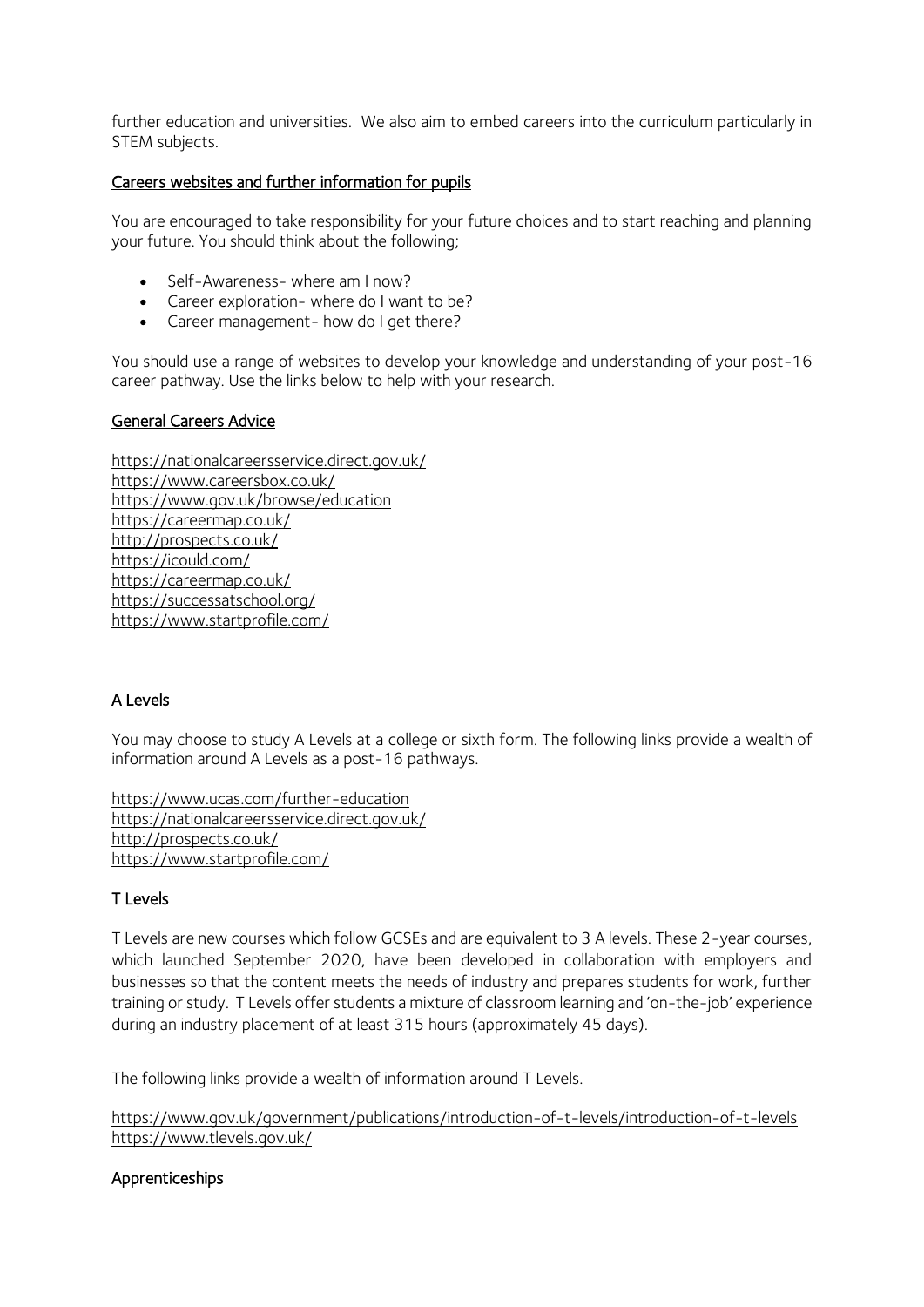further education and universities. We also aim to embed careers into the curriculum particularly in STEM subjects.

## Careers websites and further information for pupils

You are encouraged to take responsibility for your future choices and to start reaching and planning your future. You should think about the following;

- Self-Awareness- where am I now?
- Career exploration- where do I want to be?
- Career management- how do I get there?

You should use a range of websites to develop your knowledge and understanding of your post-16 career pathway. Use the links below to help with your research.

## General Careers Advice

https://nationalcareersservice.direct.gov.uk/
https://www.careersbox.co.uk/
https://www.gov.uk/browse/education
https://careermap.co.uk/
http://prospects.co.uk/
https://icould.com/
https://careermap.co.uk/
https://successatschool.org/
https://www.startprofile.com/

## A Levels

You may choose to study A Levels at a college or sixth form. The following links provide a wealth of information around A Levels as a post-16 pathways.

https://www.ucas.com/further-education
https://nationalcareersservice.direct.gov.uk/
http://prospects.co.uk/
https://www.startprofile.com/

## T Levels

T Levels are new courses which follow GCSEs and are equivalent to 3 A levels. These 2-year courses, which launched September 2020, have been developed in collaboration with employers and businesses so that the content meets the needs of industry and prepares students for work, further training or study. T Levels offer students a mixture of classroom learning and 'on-the-job' experience during an industry placement of at least 315 hours (approximately 45 days).

The following links provide a wealth of information around T Levels.

https://www.gov.uk/government/publications/introduction-of-t-levels/introduction-of-t-levels
https://www.tlevels.gov.uk/

## Apprenticeships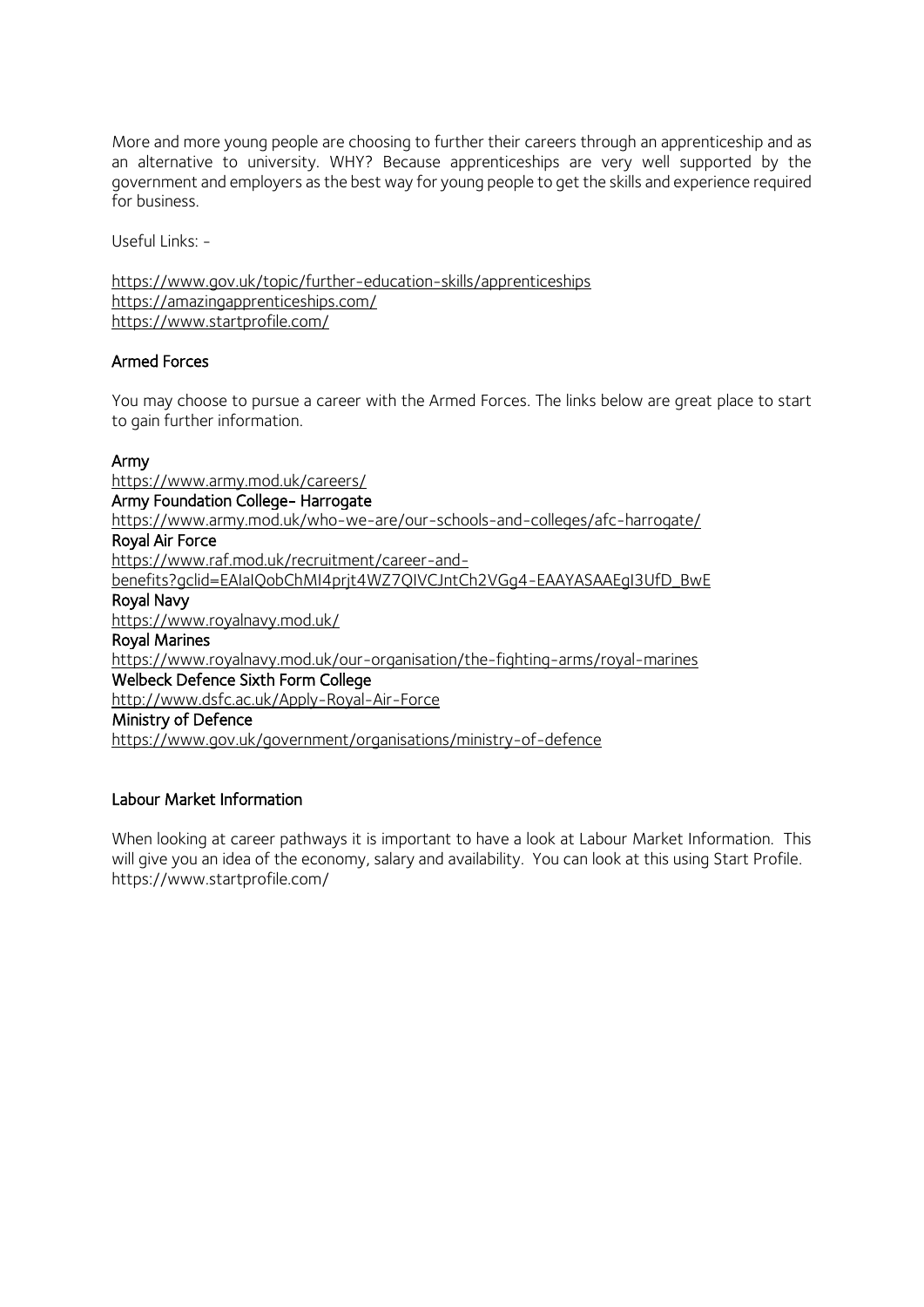More and more young people are choosing to further their careers through an apprenticeship and as an alternative to university. WHY? Because apprenticeships are very well supported by the government and employers as the best way for young people to get the skills and experience required for business.

Useful Links: -

https://www.gov.uk/topic/further-education-skills/apprenticeships
https://amazingapprenticeships.com/
https://www.startprofile.com/

## Armed Forces

You may choose to pursue a career with the Armed Forces. The links below are great place to start to gain further information.

**Army**
https://www.army.mod.uk/careers/
**Army Foundation College- Harrogate**
https://www.army.mod.uk/who-we-are/our-schools-and-colleges/afc-harrogate/
**Royal Air Force**
https://www.raf.mod.uk/recruitment/career-and-benefits?gclid=EAIaIQobChMI4prjt4WZ7QIVCJntCh2VGg4-EAAYASAAEgI3UfD_BwE
**Royal Navy**
https://www.royalnavy.mod.uk/
**Royal Marines**
https://www.royalnavy.mod.uk/our-organisation/the-fighting-arms/royal-marines
**Welbeck Defence Sixth Form College**
http://www.dsfc.ac.uk/Apply-Royal-Air-Force
**Ministry of Defence**
https://www.gov.uk/government/organisations/ministry-of-defence

## Labour Market Information

When looking at career pathways it is important to have a look at Labour Market Information. This will give you an idea of the economy, salary and availability. You can look at this using Start Profile. https://www.startprofile.com/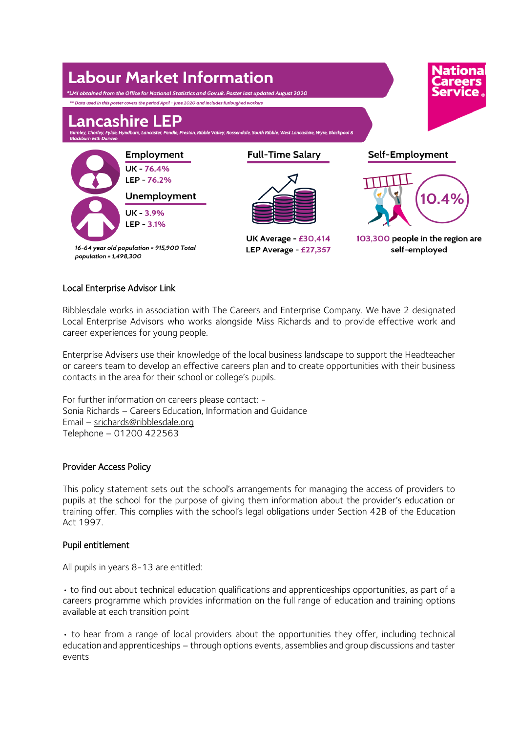# Labour Market Information

*\*LMI obtained from the Office for National Statistics and Gov.uk. Poster last updated August 2020*

*\*\* Data used in this poster covers the period April – June 2020 and includes furloughed workers*

National Careers Service

## Lancashire LEP

*Burnley, Chorley, Fylde, Hyndburn, Lancaster, Pendle, Preston, Ribble Valley, Rossendale, South Ribble, West Lancashire, Wyre, Blackpool & Blackburn with Darwen*

**Employment**

UK - 76.4%

LEP - 76.2%

**Unemployment**

UK - 3.9%

LEP - 3.1%

*16-64 year old population = 915,900 Total population = 1,498,300*

**Full-Time Salary**

**UK Average - £30,414**

**LEP Average - £27,357**

**Self-Employment**

10.4%

**103,300 people in the region are self-employed**

### Local Enterprise Advisor Link

Ribblesdale works in association with The Careers and Enterprise Company. We have 2 designated Local Enterprise Advisors who works alongside Miss Richards and to provide effective work and career experiences for young people.

Enterprise Advisers use their knowledge of the local business landscape to support the Headteacher or careers team to develop an effective careers plan and to create opportunities with their business contacts in the area for their school or college's pupils.

For further information on careers please contact: -
Sonia Richards – Careers Education, Information and Guidance
Email – srichards@ribblesdale.org
Telephone – 01200 422563

### Provider Access Policy

This policy statement sets out the school's arrangements for managing the access of providers to pupils at the school for the purpose of giving them information about the provider's education or training offer. This complies with the school's legal obligations under Section 42B of the Education Act 1997.

### Pupil entitlement

All pupils in years 8-13 are entitled:

- to find out about technical education qualifications and apprenticeships opportunities, as part of a careers programme which provides information on the full range of education and training options available at each transition point

- to hear from a range of local providers about the opportunities they offer, including technical education and apprenticeships – through options events, assemblies and group discussions and taster events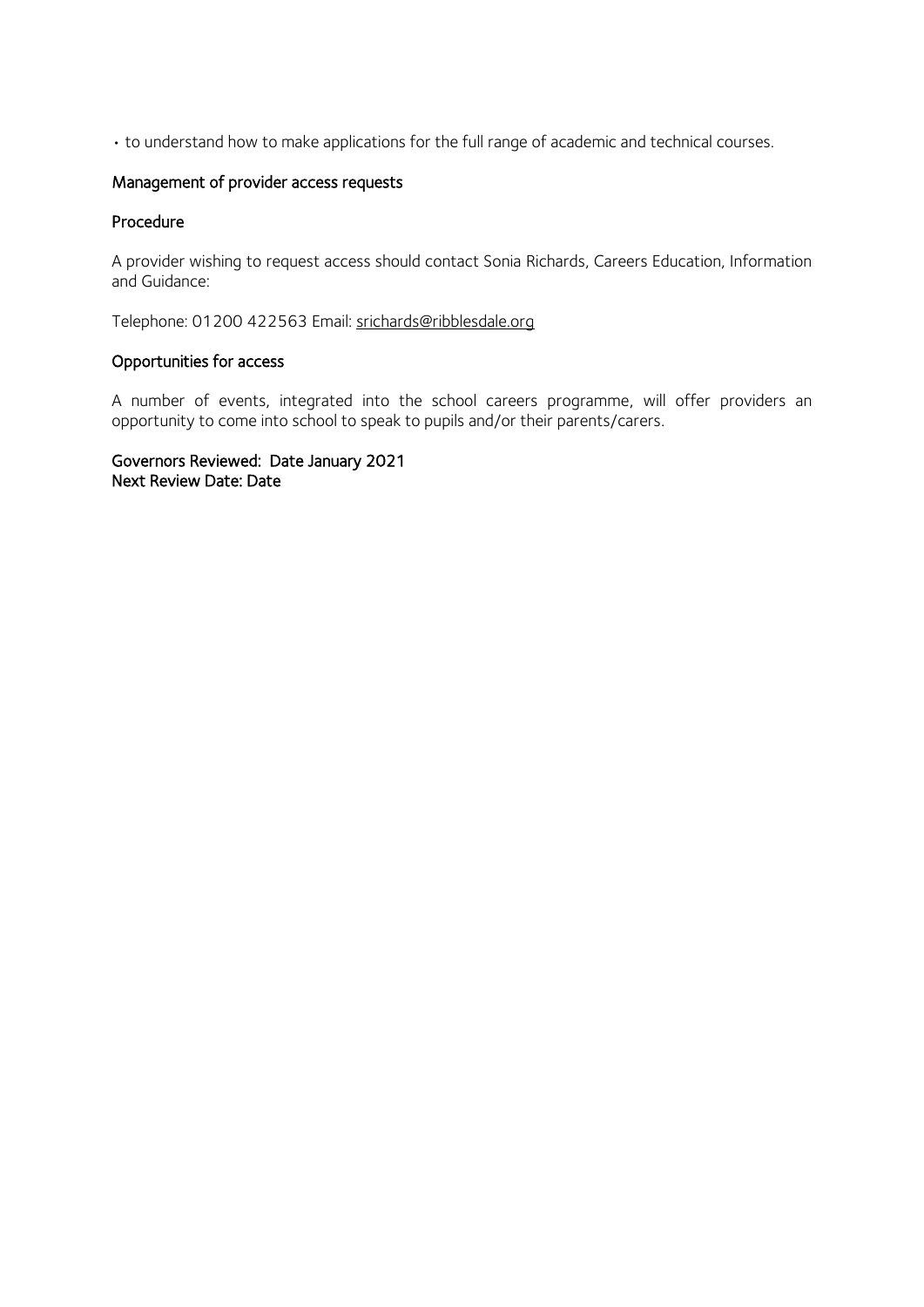• to understand how to make applications for the full range of academic and technical courses.

### Management of provider access requests

### Procedure

A provider wishing to request access should contact Sonia Richards, Careers Education, Information and Guidance:

Telephone: 01200 422563 Email: srichards@ribblesdale.org

### Opportunities for access

A number of events, integrated into the school careers programme, will offer providers an opportunity to come into school to speak to pupils and/or their parents/carers.

Governors Reviewed: Date January 2021
Next Review Date: Date